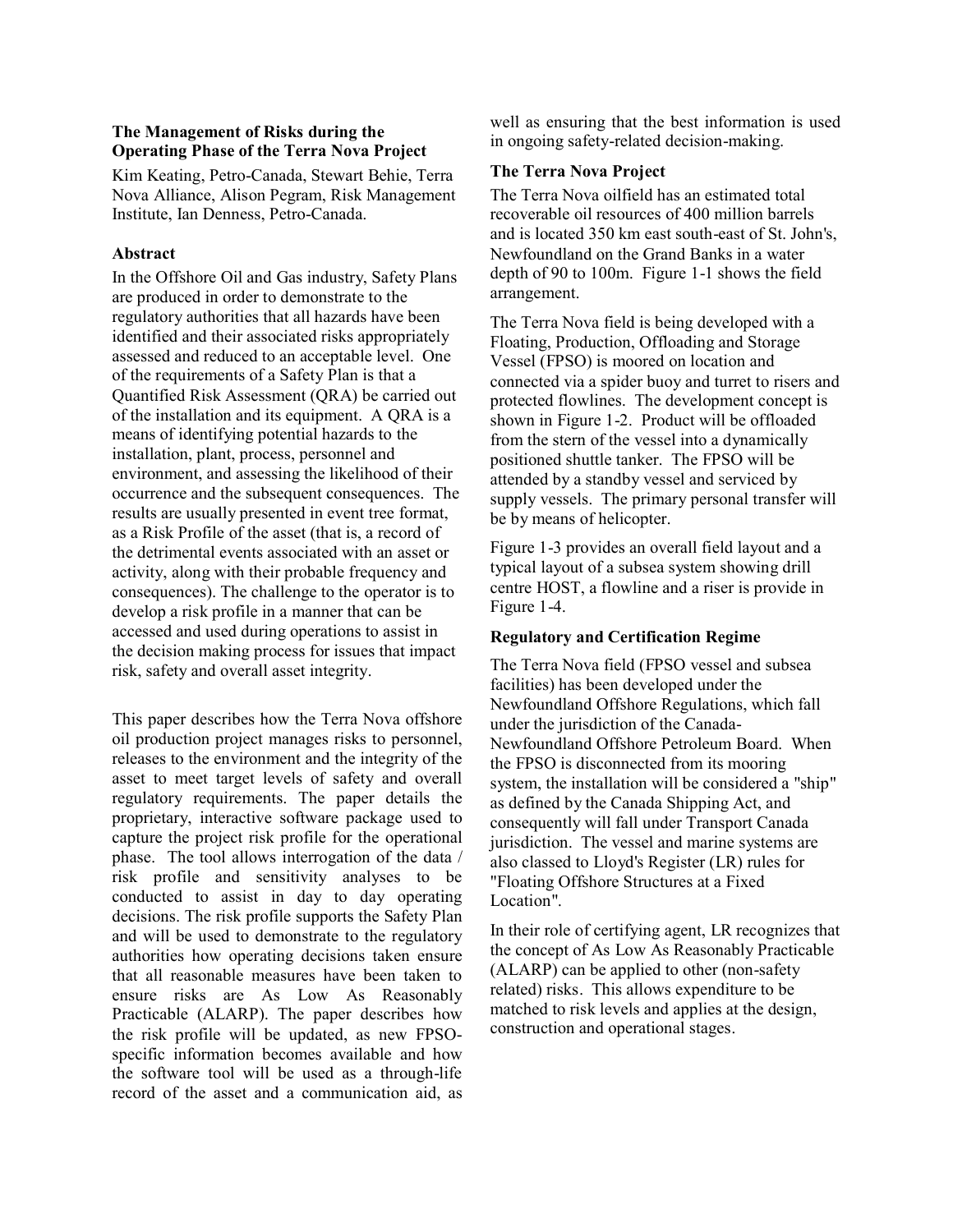## The Management of Risks during the Operating Phase of the Terra Nova Project

Kim Keating, Petro-Canada, Stewart Behie, Terra Nova Alliance, Alison Pegram, Risk Management Institute, Ian Denness, Petro-Canada.

### Abstract

In the Offshore Oil and Gas industry, Safety Plans are produced in order to demonstrate to the regulatory authorities that all hazards have been identified and their associated risks appropriately assessed and reduced to an acceptable level. One of the requirements of a Safety Plan is that a Quantified Risk Assessment (QRA) be carried out of the installation and its equipment. A QRA is a means of identifying potential hazards to the installation, plant, process, personnel and environment, and assessing the likelihood of their occurrence and the subsequent consequences. The results are usually presented in event tree format, as a Risk Profile of the asset (that is, a record of the detrimental events associated with an asset or activity, along with their probable frequency and consequences). The challenge to the operator is to develop a risk profile in a manner that can be accessed and used during operations to assist in the decision making process for issues that impact risk, safety and overall asset integrity.

This paper describes how the Terra Nova offshore oil production project manages risks to personnel, releases to the environment and the integrity of the asset to meet target levels of safety and overall regulatory requirements. The paper details the proprietary, interactive software package used to capture the project risk profile for the operational phase. The tool allows interrogation of the data / risk profile and sensitivity analyses to be conducted to assist in day to day operating decisions. The risk profile supports the Safety Plan and will be used to demonstrate to the regulatory authorities how operating decisions taken ensure that all reasonable measures have been taken to ensure risks are As Low As Reasonably Practicable (ALARP). The paper describes how the risk profile will be updated, as new FPSO-specific information becomes available and how the software tool will be used as a through-life record of the asset and a communication aid, as well as ensuring that the best information is used in ongoing safety-related decision-making.

### The Terra Nova Project

The Terra Nova oilfield has an estimated total recoverable oil resources of 400 million barrels and is located 350 km east south-east of St. John's, Newfoundland on the Grand Banks in a water depth of 90 to 100m. Figure 1-1 shows the field arrangement.

The Terra Nova field is being developed with a Floating, Production, Offloading and Storage Vessel (FPSO) is moored on location and connected via a spider buoy and turret to risers and protected flowlines. The development concept is shown in Figure 1-2. Product will be offloaded from the stern of the vessel into a dynamically positioned shuttle tanker. The FPSO will be attended by a standby vessel and serviced by supply vessels. The primary personal transfer will be by means of helicopter.

Figure 1-3 provides an overall field layout and a typical layout of a subsea system showing drill centre HOST, a flowline and a riser is provide in Figure 1-4.

### Regulatory and Certification Regime

The Terra Nova field (FPSO vessel and subsea facilities) has been developed under the Newfoundland Offshore Regulations, which fall under the jurisdiction of the Canada-Newfoundland Offshore Petroleum Board. When the FPSO is disconnected from its mooring system, the installation will be considered a "ship" as defined by the Canada Shipping Act, and consequently will fall under Transport Canada jurisdiction. The vessel and marine systems are also classed to Lloyd's Register (LR) rules for "Floating Offshore Structures at a Fixed Location".

In their role of certifying agent, LR recognizes that the concept of As Low As Reasonably Practicable (ALARP) can be applied to other (non-safety related) risks. This allows expenditure to be matched to risk levels and applies at the design, construction and operational stages.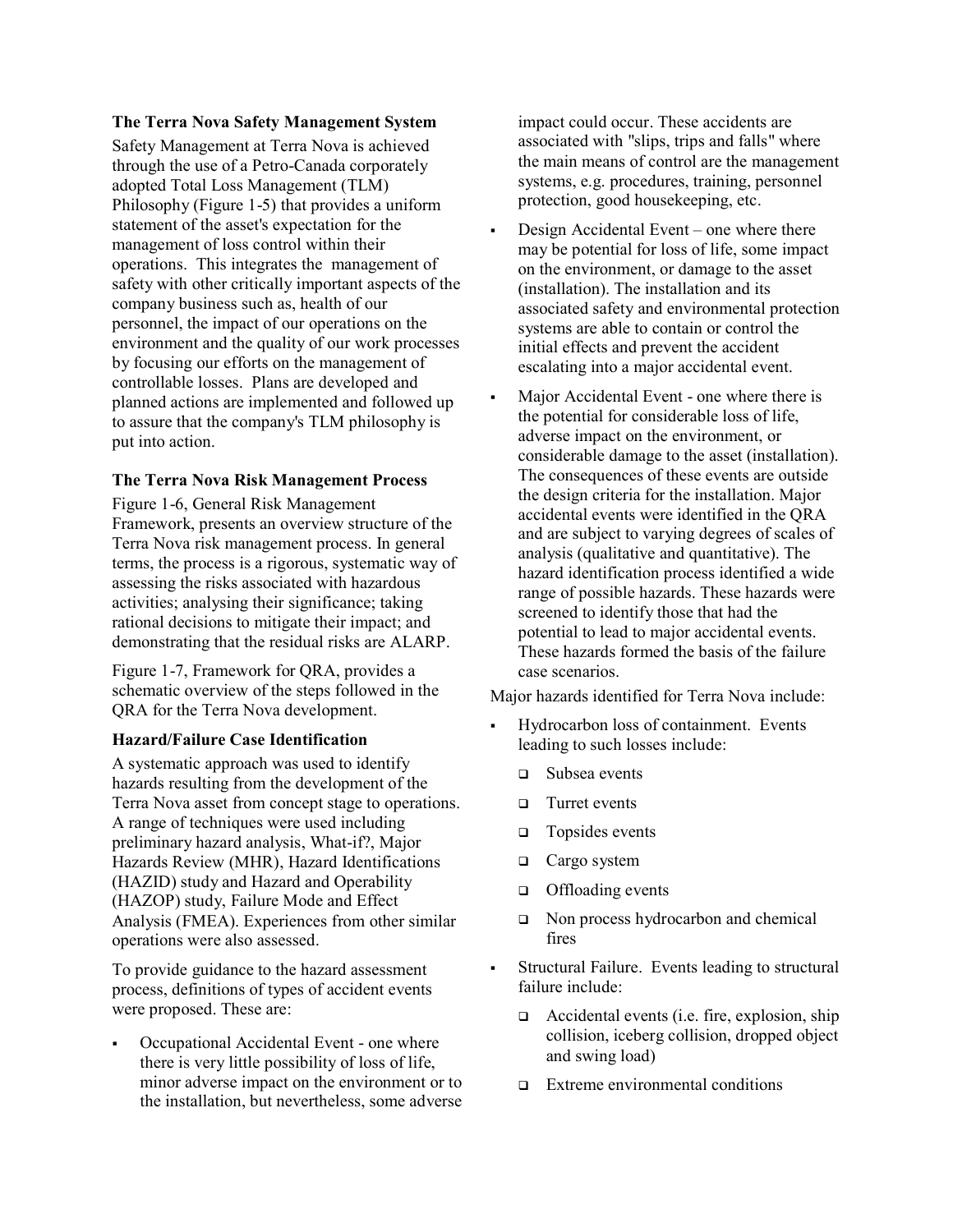### The Terra Nova Safety Management System

Safety Management at Terra Nova is achieved through the use of a Petro-Canada corporately adopted Total Loss Management (TLM) Philosophy (Figure 1-5) that provides a uniform statement of the asset's expectation for the management of loss control within their operations. This integrates the management of safety with other critically important aspects of the company business such as, health of our personnel, the impact of our operations on the environment and the quality of our work processes by focusing our efforts on the management of controllable losses. Plans are developed and planned actions are implemented and followed up to assure that the company's TLM philosophy is put into action.

### The Terra Nova Risk Management Process

Figure 1-6, General Risk Management Framework, presents an overview structure of the Terra Nova risk management process. In general terms, the process is a rigorous, systematic way of assessing the risks associated with hazardous activities; analysing their significance; taking rational decisions to mitigate their impact; and demonstrating that the residual risks are ALARP.

Figure 1-7, Framework for QRA, provides a schematic overview of the steps followed in the QRA for the Terra Nova development.

### Hazard/Failure Case Identification

A systematic approach was used to identify hazards resulting from the development of the Terra Nova asset from concept stage to operations. A range of techniques were used including preliminary hazard analysis, What-if?, Major Hazards Review (MHR), Hazard Identifications (HAZID) study and Hazard and Operability (HAZOP) study, Failure Mode and Effect Analysis (FMEA). Experiences from other similar operations were also assessed.

To provide guidance to the hazard assessment process, definitions of types of accident events were proposed. These are:

- Occupational Accidental Event - one where there is very little possibility of loss of life, minor adverse impact on the environment or to the installation, but nevertheless, some adverse impact could occur. These accidents are associated with "slips, trips and falls" where the main means of control are the management systems, e.g. procedures, training, personnel protection, good housekeeping, etc.
- Design Accidental Event – one where there may be potential for loss of life, some impact on the environment, or damage to the asset (installation). The installation and its associated safety and environmental protection systems are able to contain or control the initial effects and prevent the accident escalating into a major accidental event.
- Major Accidental Event - one where there is the potential for considerable loss of life, adverse impact on the environment, or considerable damage to the asset (installation). The consequences of these events are outside the design criteria for the installation. Major accidental events were identified in the QRA and are subject to varying degrees of scales of analysis (qualitative and quantitative). The hazard identification process identified a wide range of possible hazards. These hazards were screened to identify those that had the potential to lead to major accidental events. These hazards formed the basis of the failure case scenarios.

Major hazards identified for Terra Nova include:

- Hydrocarbon loss of containment. Events leading to such losses include:
  - Subsea events
  - Turret events
  - Topsides events
  - Cargo system
  - Offloading events
  - Non process hydrocarbon and chemical fires
- Structural Failure. Events leading to structural failure include:
  - Accidental events (i.e. fire, explosion, ship collision, iceberg collision, dropped object and swing load)
  - Extreme environmental conditions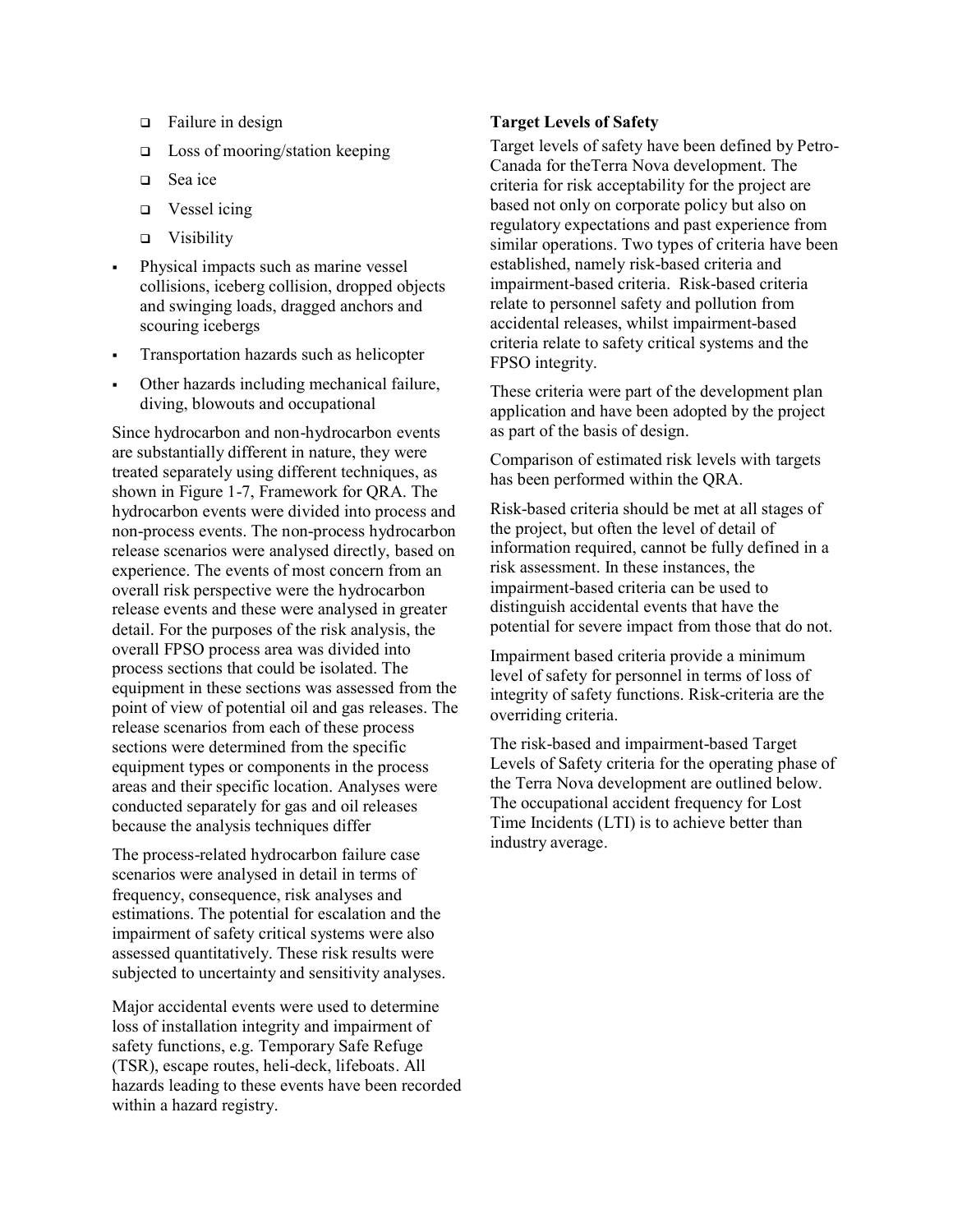- Failure in design
- Loss of mooring/station keeping
- Sea ice
- Vessel icing
- Visibility

- Physical impacts such as marine vessel collisions, iceberg collision, dropped objects and swinging loads, dragged anchors and scouring icebergs
- Transportation hazards such as helicopter
- Other hazards including mechanical failure, diving, blowouts and occupational

Since hydrocarbon and non-hydrocarbon events are substantially different in nature, they were treated separately using different techniques, as shown in Figure 1-7, Framework for QRA. The hydrocarbon events were divided into process and non-process events. The non-process hydrocarbon release scenarios were analysed directly, based on experience. The events of most concern from an overall risk perspective were the hydrocarbon release events and these were analysed in greater detail. For the purposes of the risk analysis, the overall FPSO process area was divided into process sections that could be isolated. The equipment in these sections was assessed from the point of view of potential oil and gas releases. The release scenarios from each of these process sections were determined from the specific equipment types or components in the process areas and their specific location. Analyses were conducted separately for gas and oil releases because the analysis techniques differ

The process-related hydrocarbon failure case scenarios were analysed in detail in terms of frequency, consequence, risk analyses and estimations. The potential for escalation and the impairment of safety critical systems were also assessed quantitatively. These risk results were subjected to uncertainty and sensitivity analyses.

Major accidental events were used to determine loss of installation integrity and impairment of safety functions, e.g. Temporary Safe Refuge (TSR), escape routes, heli-deck, lifeboats. All hazards leading to these events have been recorded within a hazard registry.

**Target Levels of Safety**

Target levels of safety have been defined by Petro-Canada for theTerra Nova development. The criteria for risk acceptability for the project are based not only on corporate policy but also on regulatory expectations and past experience from similar operations. Two types of criteria have been established, namely risk-based criteria and impairment-based criteria. Risk-based criteria relate to personnel safety and pollution from accidental releases, whilst impairment-based criteria relate to safety critical systems and the FPSO integrity.

These criteria were part of the development plan application and have been adopted by the project as part of the basis of design.

Comparison of estimated risk levels with targets has been performed within the QRA.

Risk-based criteria should be met at all stages of the project, but often the level of detail of information required, cannot be fully defined in a risk assessment. In these instances, the impairment-based criteria can be used to distinguish accidental events that have the potential for severe impact from those that do not.

Impairment based criteria provide a minimum level of safety for personnel in terms of loss of integrity of safety functions. Risk-criteria are the overriding criteria.

The risk-based and impairment-based Target Levels of Safety criteria for the operating phase of the Terra Nova development are outlined below. The occupational accident frequency for Lost Time Incidents (LTI) is to achieve better than industry average.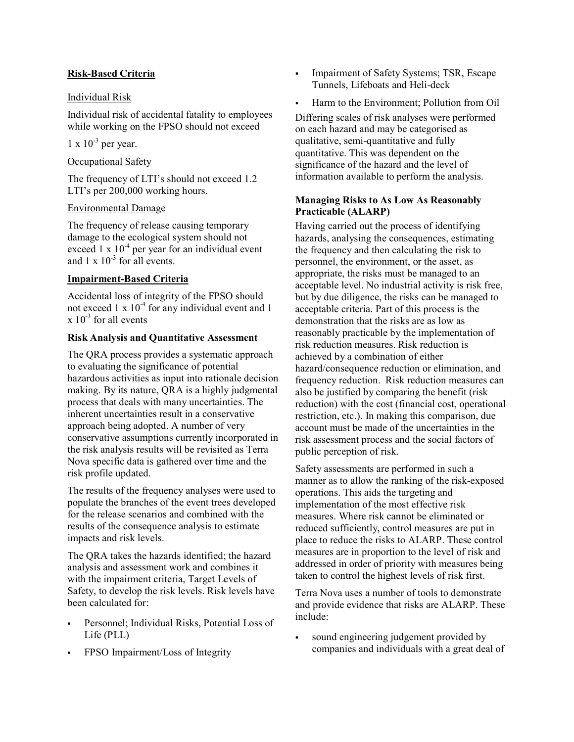## Risk-Based Criteria

Individual Risk

Individual risk of accidental fatality to employees while working on the FPSO should not exceed

$1 \times 10^{-3}$ per year.

Occupational Safety

The frequency of LTI's should not exceed 1.2 LTI's per 200,000 working hours.

Environmental Damage

The frequency of release causing temporary damage to the ecological system should not exceed $1 \times 10^{-4}$ per year for an individual event and $1 \times 10^{-3}$ for all events.

## Impairment-Based Criteria

Accidental loss of integrity of the FPSO should not exceed $1 \times 10^{-4}$ for any individual event and $1 \times 10^{-3}$ for all events

### Risk Analysis and Quantitative Assessment

The QRA process provides a systematic approach to evaluating the significance of potential hazardous activities as input into rationale decision making. By its nature, QRA is a highly judgmental process that deals with many uncertainties. The inherent uncertainties result in a conservative approach being adopted. A number of very conservative assumptions currently incorporated in the risk analysis results will be revisited as Terra Nova specific data is gathered over time and the risk profile updated.

The results of the frequency analyses were used to populate the branches of the event trees developed for the release scenarios and combined with the results of the consequence analysis to estimate impacts and risk levels.

The QRA takes the hazards identified; the hazard analysis and assessment work and combines it with the impairment criteria, Target Levels of Safety, to develop the risk levels. Risk levels have been calculated for:

- Personnel; Individual Risks, Potential Loss of Life (PLL)
- FPSO Impairment/Loss of Integrity
- Impairment of Safety Systems; TSR, Escape Tunnels, Lifeboats and Heli-deck
- Harm to the Environment; Pollution from Oil

Differing scales of risk analyses were performed on each hazard and may be categorised as qualitative, semi-quantitative and fully quantitative. This was dependent on the significance of the hazard and the level of information available to perform the analysis.

### Managing Risks to As Low As Reasonably Practicable (ALARP)

Having carried out the process of identifying hazards, analysing the consequences, estimating the frequency and then calculating the risk to personnel, the environment, or the asset, as appropriate, the risks must be managed to an acceptable level. No industrial activity is risk free, but by due diligence, the risks can be managed to acceptable criteria. Part of this process is the demonstration that the risks are as low as reasonably practicable by the implementation of risk reduction measures. Risk reduction is achieved by a combination of either hazard/consequence reduction or elimination, and frequency reduction. Risk reduction measures can also be justified by comparing the benefit (risk reduction) with the cost (financial cost, operational restriction, etc.). In making this comparison, due account must be made of the uncertainties in the risk assessment process and the social factors of public perception of risk.

Safety assessments are performed in such a manner as to allow the ranking of the risk-exposed operations. This aids the targeting and implementation of the most effective risk measures. Where risk cannot be eliminated or reduced sufficiently, control measures are put in place to reduce the risks to ALARP. These control measures are in proportion to the level of risk and addressed in order of priority with measures being taken to control the highest levels of risk first.

Terra Nova uses a number of tools to demonstrate and provide evidence that risks are ALARP. These include:

- sound engineering judgement provided by companies and individuals with a great deal of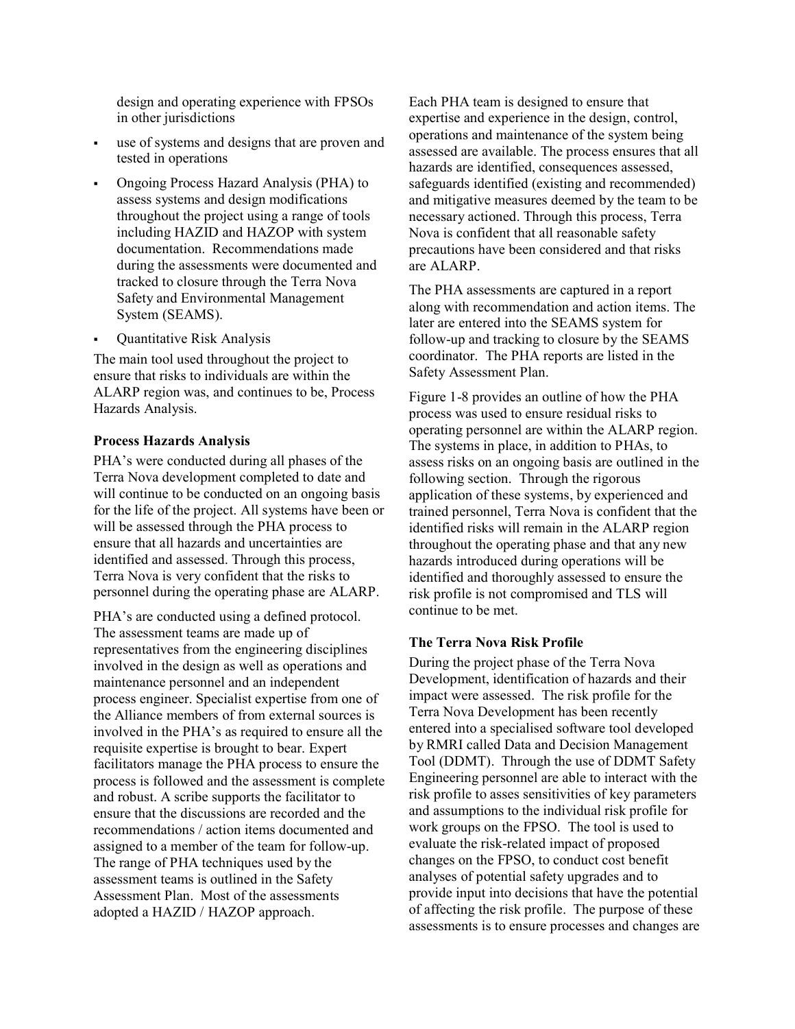design and operating experience with FPSOs in other jurisdictions

- use of systems and designs that are proven and tested in operations
- Ongoing Process Hazard Analysis (PHA) to assess systems and design modifications throughout the project using a range of tools including HAZID and HAZOP with system documentation. Recommendations made during the assessments were documented and tracked to closure through the Terra Nova Safety and Environmental Management System (SEAMS).
- Quantitative Risk Analysis

The main tool used throughout the project to ensure that risks to individuals are within the ALARP region was, and continues to be, Process Hazards Analysis.

**Process Hazards Analysis**

PHA's were conducted during all phases of the Terra Nova development completed to date and will continue to be conducted on an ongoing basis for the life of the project. All systems have been or will be assessed through the PHA process to ensure that all hazards and uncertainties are identified and assessed. Through this process, Terra Nova is very confident that the risks to personnel during the operating phase are ALARP.

PHA's are conducted using a defined protocol. The assessment teams are made up of representatives from the engineering disciplines involved in the design as well as operations and maintenance personnel and an independent process engineer. Specialist expertise from one of the Alliance members of from external sources is involved in the PHA's as required to ensure all the requisite expertise is brought to bear. Expert facilitators manage the PHA process to ensure the process is followed and the assessment is complete and robust. A scribe supports the facilitator to ensure that the discussions are recorded and the recommendations / action items documented and assigned to a member of the team for follow-up. The range of PHA techniques used by the assessment teams is outlined in the Safety Assessment Plan. Most of the assessments adopted a HAZID / HAZOP approach.

Each PHA team is designed to ensure that expertise and experience in the design, control, operations and maintenance of the system being assessed are available. The process ensures that all hazards are identified, consequences assessed, safeguards identified (existing and recommended) and mitigative measures deemed by the team to be necessary actioned. Through this process, Terra Nova is confident that all reasonable safety precautions have been considered and that risks are ALARP.

The PHA assessments are captured in a report along with recommendation and action items. The later are entered into the SEAMS system for follow-up and tracking to closure by the SEAMS coordinator. The PHA reports are listed in the Safety Assessment Plan.

Figure 1-8 provides an outline of how the PHA process was used to ensure residual risks to operating personnel are within the ALARP region. The systems in place, in addition to PHAs, to assess risks on an ongoing basis are outlined in the following section. Through the rigorous application of these systems, by experienced and trained personnel, Terra Nova is confident that the identified risks will remain in the ALARP region throughout the operating phase and that any new hazards introduced during operations will be identified and thoroughly assessed to ensure the risk profile is not compromised and TLS will continue to be met.

**The Terra Nova Risk Profile**

During the project phase of the Terra Nova Development, identification of hazards and their impact were assessed. The risk profile for the Terra Nova Development has been recently entered into a specialised software tool developed by RMRI called Data and Decision Management Tool (DDMT). Through the use of DDMT Safety Engineering personnel are able to interact with the risk profile to asses sensitivities of key parameters and assumptions to the individual risk profile for work groups on the FPSO. The tool is used to evaluate the risk-related impact of proposed changes on the FPSO, to conduct cost benefit analyses of potential safety upgrades and to provide input into decisions that have the potential of affecting the risk profile. The purpose of these assessments is to ensure processes and changes are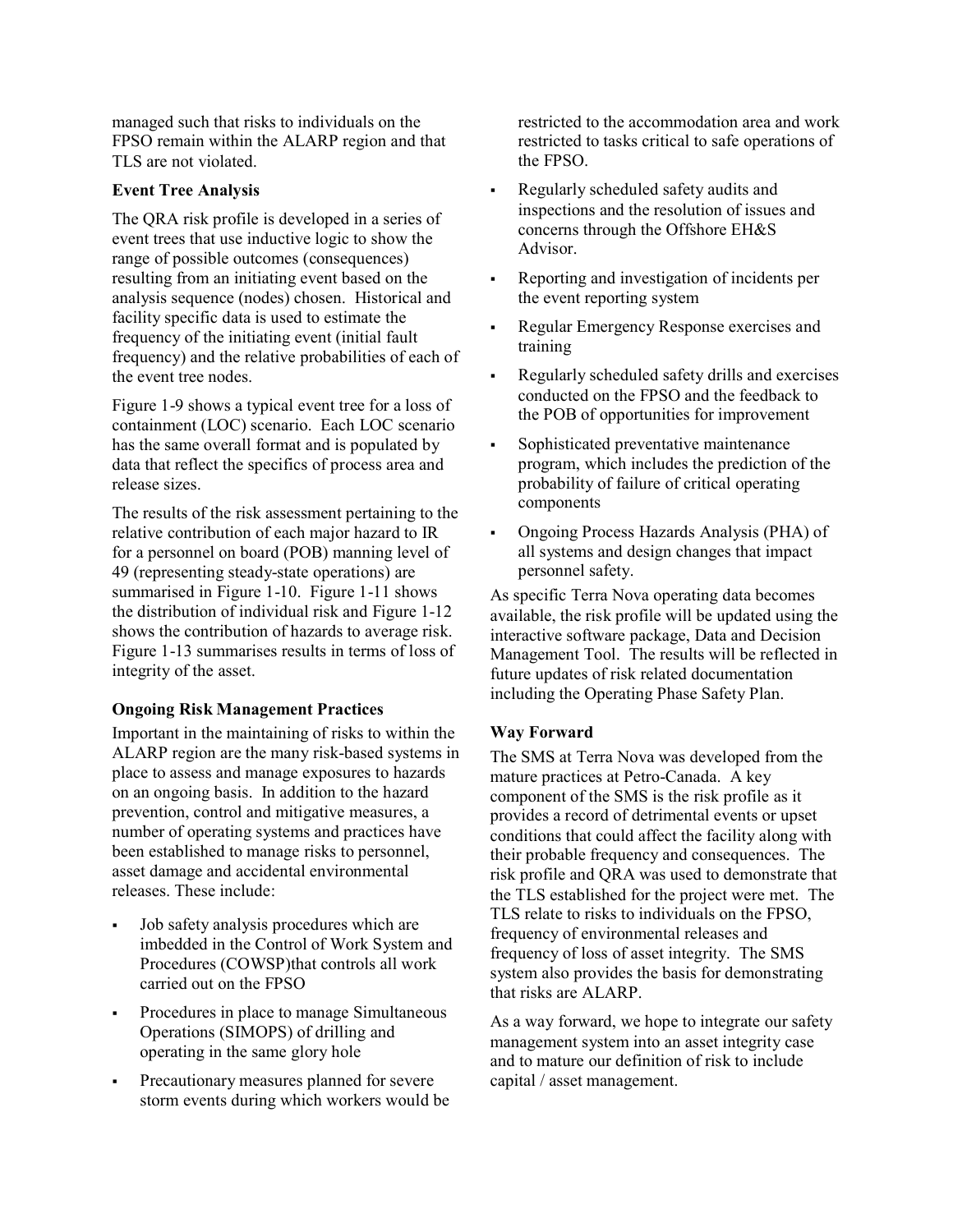managed such that risks to individuals on the FPSO remain within the ALARP region and that TLS are not violated.

**Event Tree Analysis**

The QRA risk profile is developed in a series of event trees that use inductive logic to show the range of possible outcomes (consequences) resulting from an initiating event based on the analysis sequence (nodes) chosen. Historical and facility specific data is used to estimate the frequency of the initiating event (initial fault frequency) and the relative probabilities of each of the event tree nodes.

Figure 1-9 shows a typical event tree for a loss of containment (LOC) scenario. Each LOC scenario has the same overall format and is populated by data that reflect the specifics of process area and release sizes.

The results of the risk assessment pertaining to the relative contribution of each major hazard to IR for a personnel on board (POB) manning level of 49 (representing steady-state operations) are summarised in Figure 1-10. Figure 1-11 shows the distribution of individual risk and Figure 1-12 shows the contribution of hazards to average risk. Figure 1-13 summarises results in terms of loss of integrity of the asset.

**Ongoing Risk Management Practices**

Important in the maintaining of risks to within the ALARP region are the many risk-based systems in place to assess and manage exposures to hazards on an ongoing basis. In addition to the hazard prevention, control and mitigative measures, a number of operating systems and practices have been established to manage risks to personnel, asset damage and accidental environmental releases. These include:

- Job safety analysis procedures which are imbedded in the Control of Work System and Procedures (COWSP)that controls all work carried out on the FPSO
- Procedures in place to manage Simultaneous Operations (SIMOPS) of drilling and operating in the same glory hole
- Precautionary measures planned for severe storm events during which workers would be restricted to the accommodation area and work restricted to tasks critical to safe operations of the FPSO.
- Regularly scheduled safety audits and inspections and the resolution of issues and concerns through the Offshore EH&S Advisor.
- Reporting and investigation of incidents per the event reporting system
- Regular Emergency Response exercises and training
- Regularly scheduled safety drills and exercises conducted on the FPSO and the feedback to the POB of opportunities for improvement
- Sophisticated preventative maintenance program, which includes the prediction of the probability of failure of critical operating components
- Ongoing Process Hazards Analysis (PHA) of all systems and design changes that impact personnel safety.

As specific Terra Nova operating data becomes available, the risk profile will be updated using the interactive software package, Data and Decision Management Tool. The results will be reflected in future updates of risk related documentation including the Operating Phase Safety Plan.

**Way Forward**

The SMS at Terra Nova was developed from the mature practices at Petro-Canada. A key component of the SMS is the risk profile as it provides a record of detrimental events or upset conditions that could affect the facility along with their probable frequency and consequences. The risk profile and QRA was used to demonstrate that the TLS established for the project were met. The TLS relate to risks to individuals on the FPSO, frequency of environmental releases and frequency of loss of asset integrity. The SMS system also provides the basis for demonstrating that risks are ALARP.

As a way forward, we hope to integrate our safety management system into an asset integrity case and to mature our definition of risk to include capital / asset management.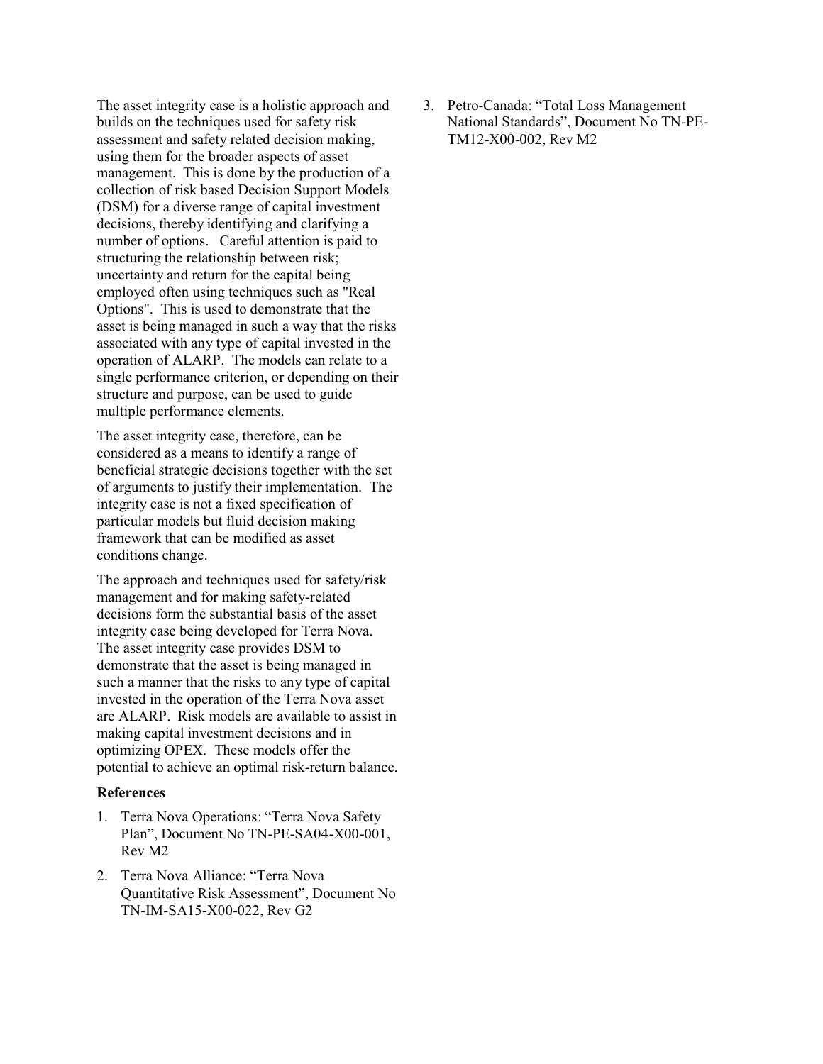The asset integrity case is a holistic approach and builds on the techniques used for safety risk assessment and safety related decision making, using them for the broader aspects of asset management. This is done by the production of a collection of risk based Decision Support Models (DSM) for a diverse range of capital investment decisions, thereby identifying and clarifying a number of options. Careful attention is paid to structuring the relationship between risk; uncertainty and return for the capital being employed often using techniques such as "Real Options". This is used to demonstrate that the asset is being managed in such a way that the risks associated with any type of capital invested in the operation of ALARP. The models can relate to a single performance criterion, or depending on their structure and purpose, can be used to guide multiple performance elements.

The asset integrity case, therefore, can be considered as a means to identify a range of beneficial strategic decisions together with the set of arguments to justify their implementation. The integrity case is not a fixed specification of particular models but fluid decision making framework that can be modified as asset conditions change.

The approach and techniques used for safety/risk management and for making safety-related decisions form the substantial basis of the asset integrity case being developed for Terra Nova. The asset integrity case provides DSM to demonstrate that the asset is being managed in such a manner that the risks to any type of capital invested in the operation of the Terra Nova asset are ALARP. Risk models are available to assist in making capital investment decisions and in optimizing OPEX. These models offer the potential to achieve an optimal risk-return balance.

**References**

1. Terra Nova Operations: “Terra Nova Safety Plan”, Document No TN-PE-SA04-X00-001, Rev M2
2. Terra Nova Alliance: “Terra Nova Quantitative Risk Assessment”, Document No TN-IM-SA15-X00-022, Rev G2
3. Petro-Canada: “Total Loss Management National Standards”, Document No TN-PE-TM12-X00-002, Rev M2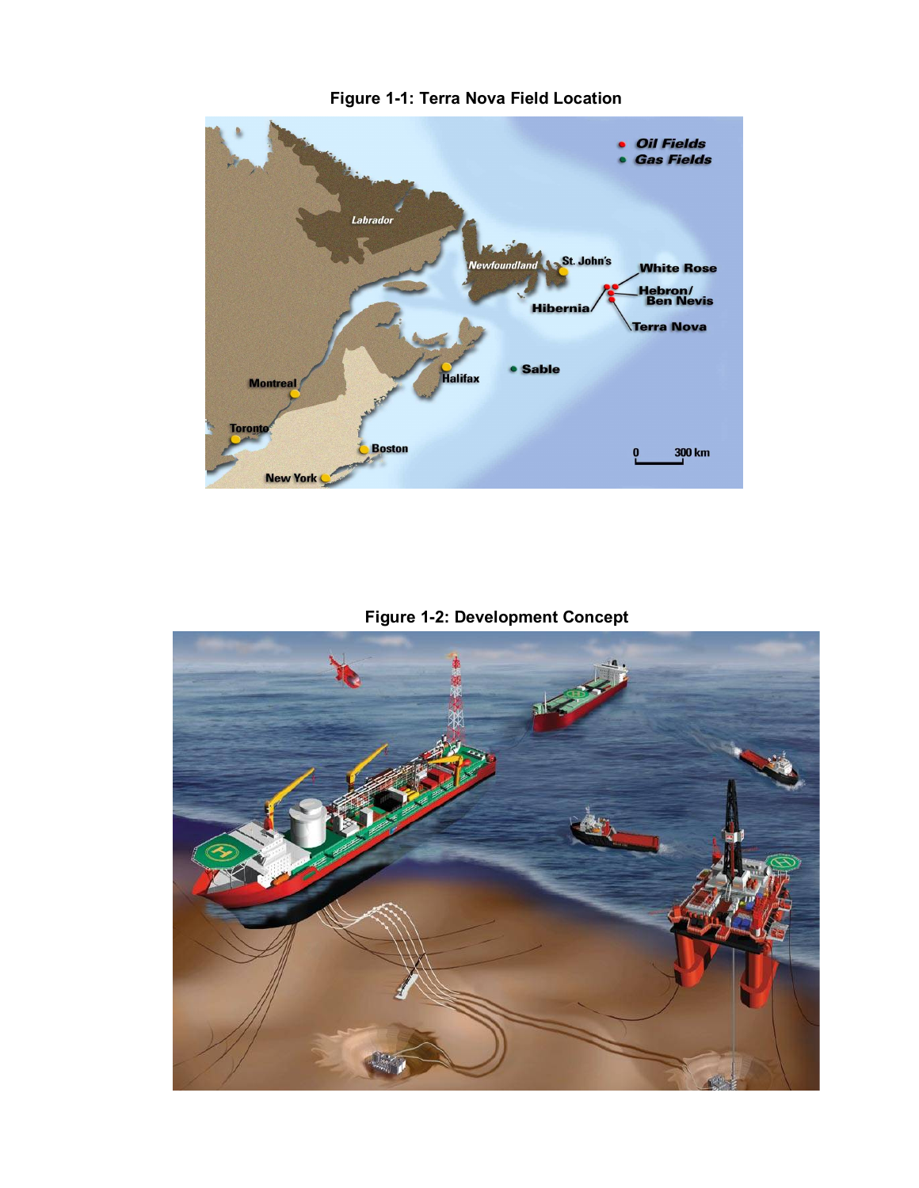**Figure 1-1: Terra Nova Field Location**

**Figure 1-2: Development Concept**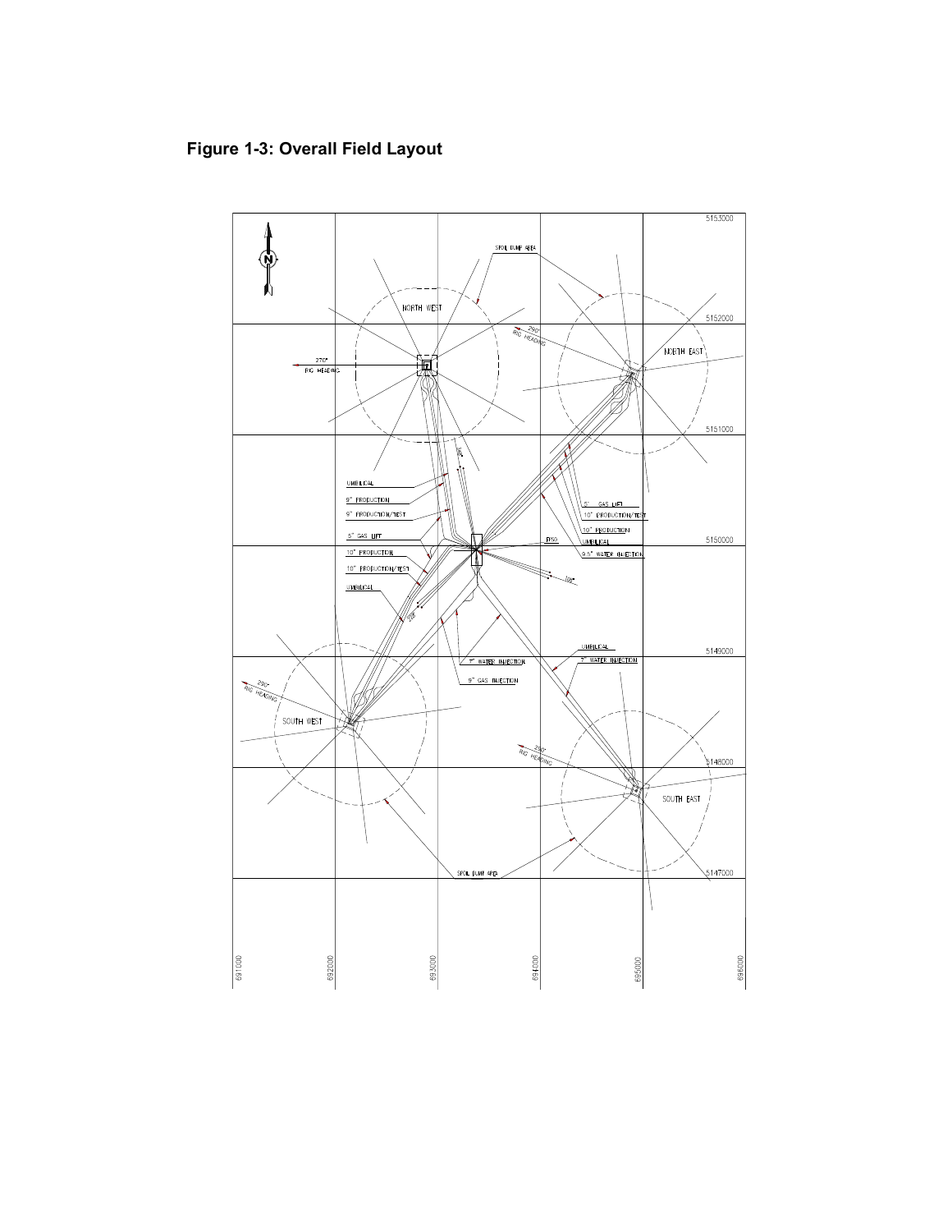**Figure 1-3: Overall Field Layout**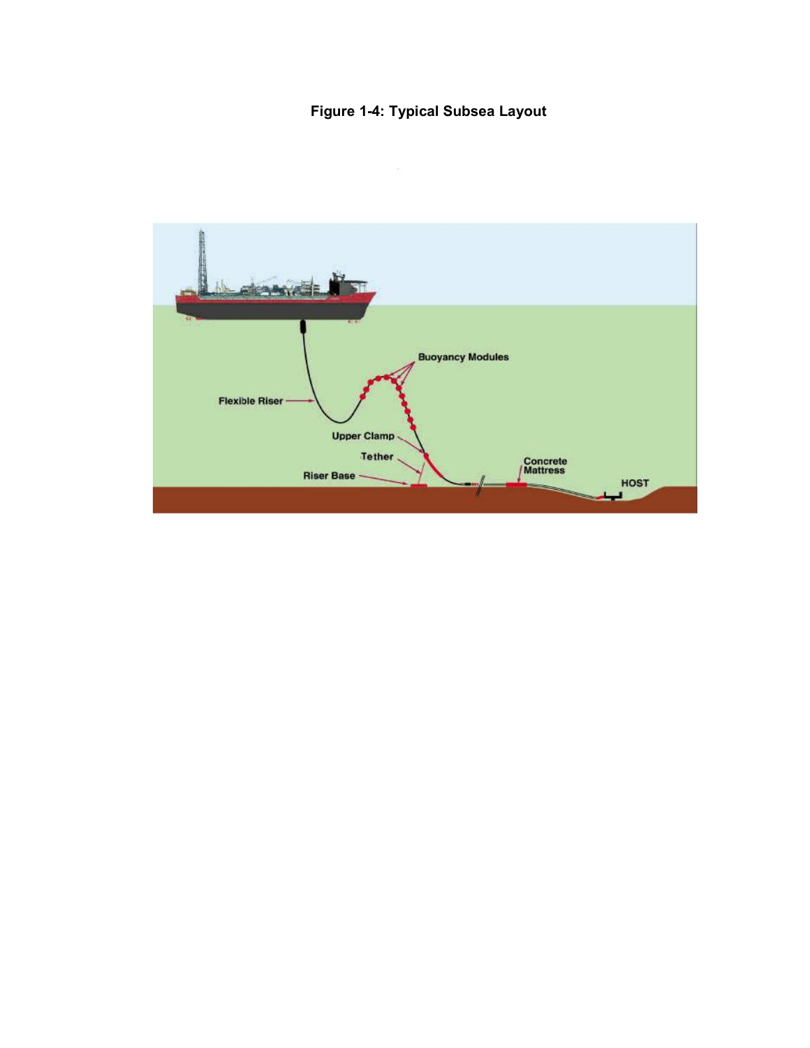**Figure 1-4: Typical Subsea Layout**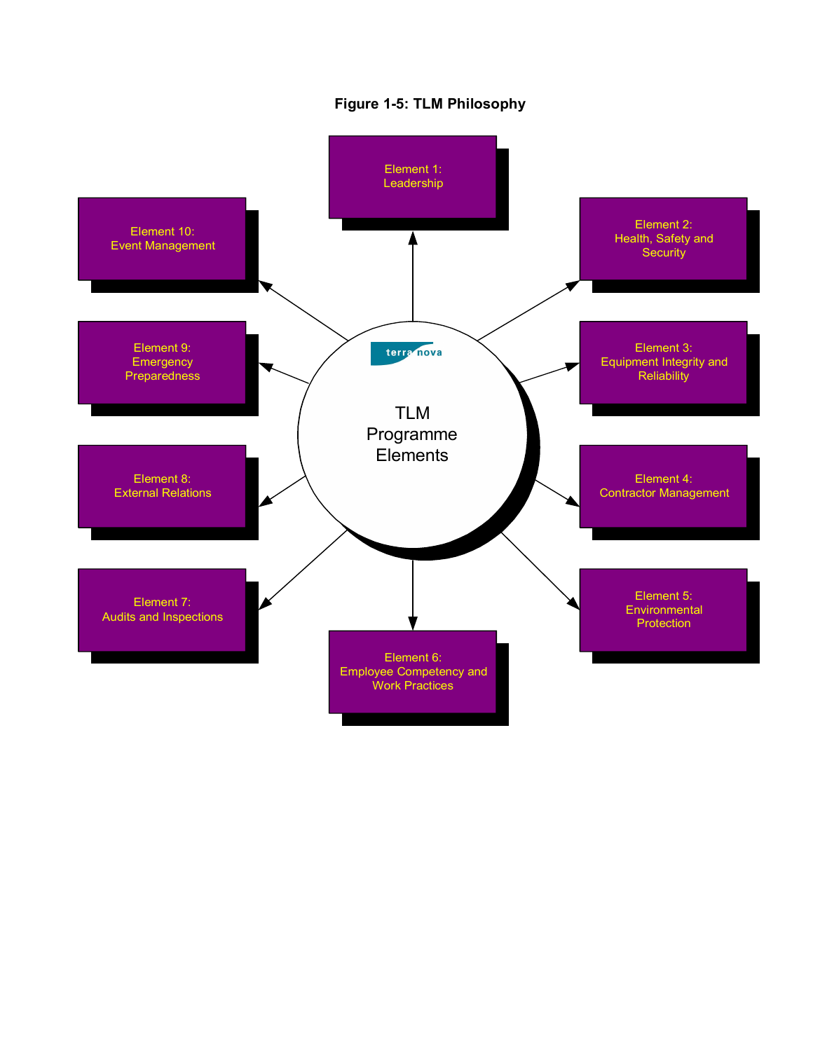**Figure 1-5: TLM Philosophy**

TLM Programme Elements

- Element 1: Leadership
- Element 2: Health, Safety and Security
- Element 3: Equipment Integrity and Reliability
- Element 4: Contractor Management
- Element 5: Environmental Protection
- Element 6: Employee Competency and Work Practices
- Element 7: Audits and Inspections
- Element 8: External Relations
- Element 9: Emergency Preparedness
- Element 10: Event Management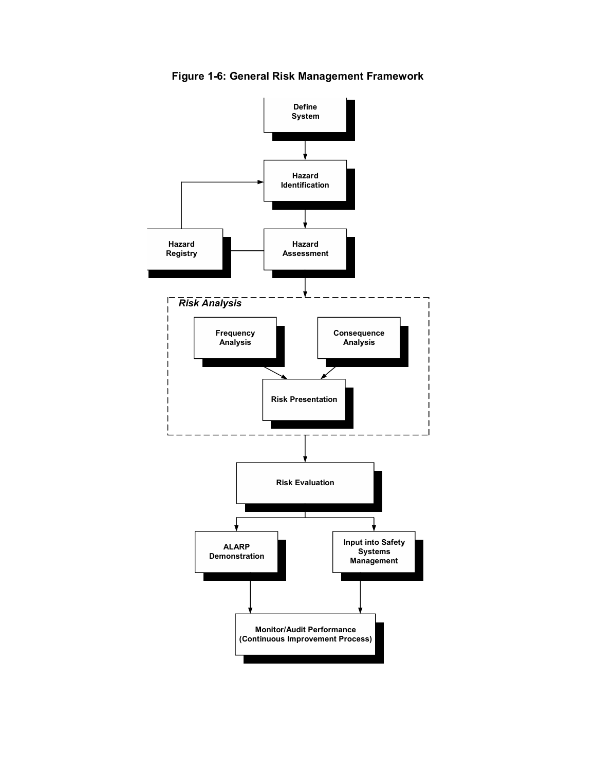**Figure 1-6: General Risk Management Framework**

Define System

Hazard Identification

Hazard Registry

Hazard Assessment

*Risk Analysis*

Frequency Analysis

Consequence Analysis

Risk Presentation

Risk Evaluation

ALARP Demonstration

Input into Safety Systems Management

Monitor/Audit Performance (Continuous Improvement Process)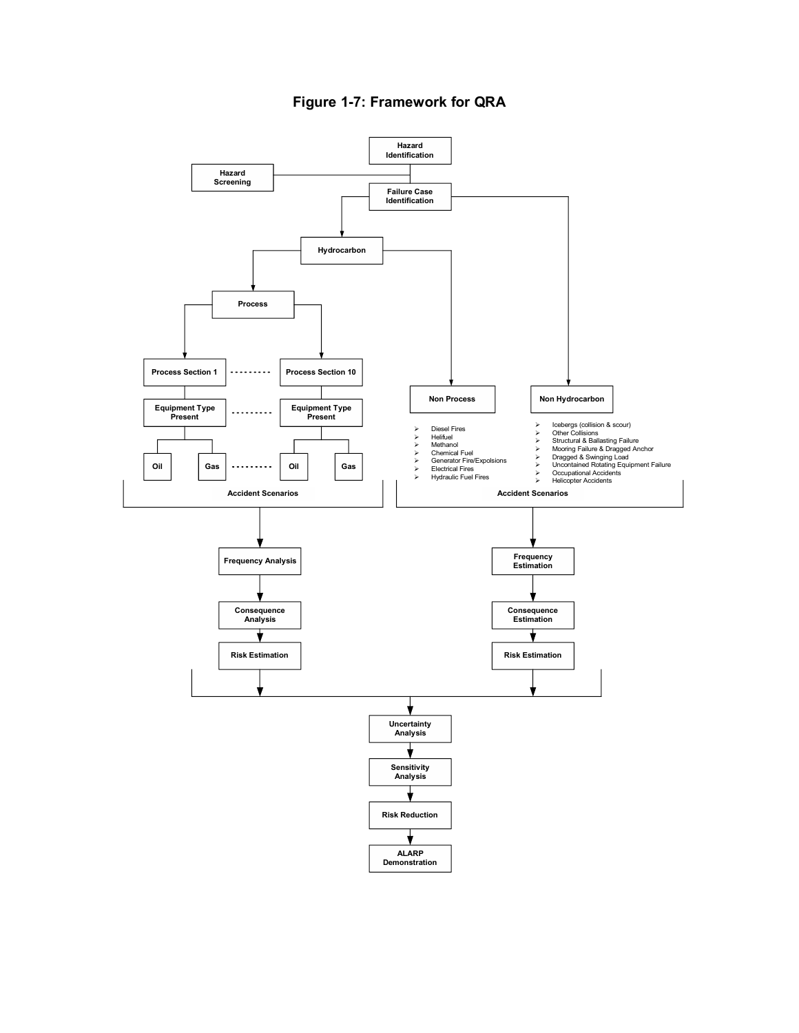# Figure 1-7: Framework for QRA

Hazard Identification

Hazard Screening

Failure Case Identification

Hydrocarbon

Process

Process Section 1 .......... Process Section 10

Equipment Type Present .......... Equipment Type Present

Oil | Gas .......... Oil | Gas

Non Process

- Diesel Fires
- Helifuel
- Methanol
- Chemical Fuel
- Generator Fire/Expolsions
- Electrical Fires
- Hydraulic Fuel Fires

Non Hydrocarbon

- Icebergs (collision & scour)
- Other Collisions
- Structural & Ballasting Failure
- Mooring Failure & Dragged Anchor
- Dragged & Swinging Load
- Uncontained Rotating Equipment Failure
- Occupational Accidents
- Helicopter Accidents

Accident Scenarios

Accident Scenarios

Frequency Analysis

Consequence Analysis

Risk Estimation

Frequency Estimation

Consequence Estimation

Risk Estimation

Uncertainty Analysis

Sensitivity Analysis

Risk Reduction

ALARP Demonstration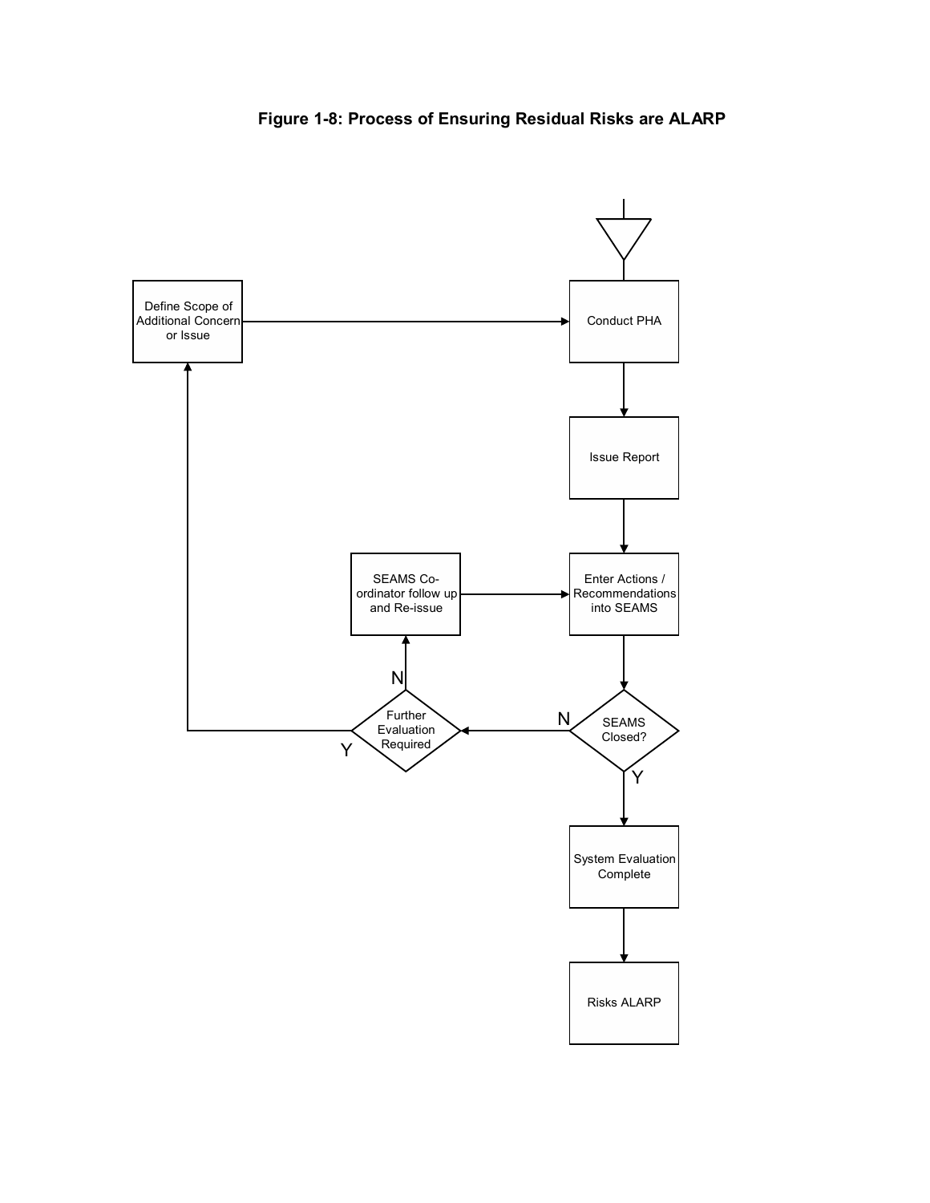**Figure 1-8: Process of Ensuring Residual Risks are ALARP**

Conduct PHA

Issue Report

Enter Actions / Recommendations into SEAMS

SEAMS Closed?

N

Y

Further Evaluation Required

N

Y

SEAMS Co-ordinator follow up and Re-issue

Define Scope of Additional Concern or Issue

System Evaluation Complete

Risks ALARP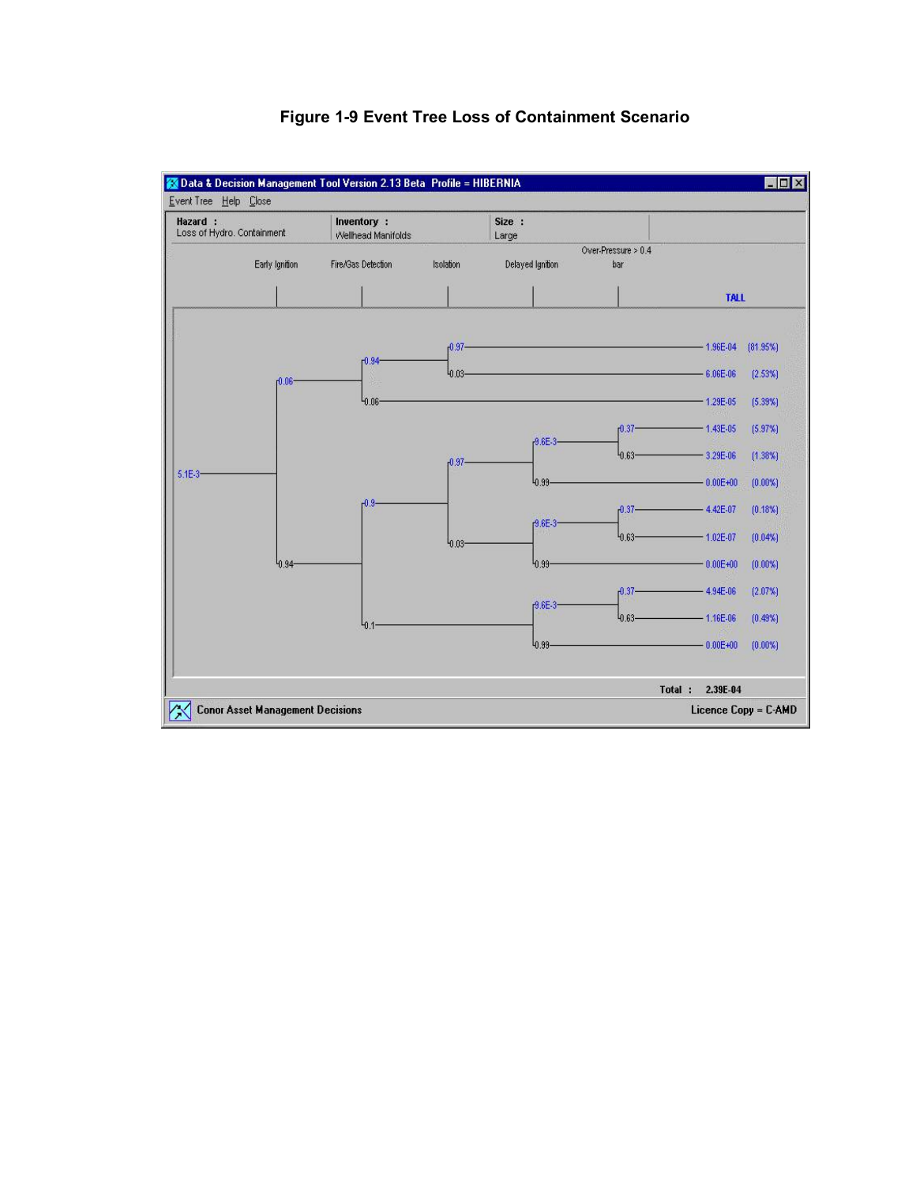**Figure 1-9 Event Tree Loss of Containment Scenario**

Data & Decision Management Tool Version 2.13 Beta Profile = HIBERNIA

Event Tree Help Close

| Hazard : | Inventory : | Size : |
|---|---|---|
| Loss of Hydro. Containment | Wellhead Manifolds | Large |

| Initiating Frequency | Early Ignition | Fire/Gas Detection | Isolation | Delayed Ignition | Over-Pressure > 0.4 bar | TALL | % |
|---|---|---|---|---|---|---|---|
| 5.1E-3 | 0.06 | 0.94 | 0.97 | | | 1.96E-04 | (81.95%) |
| | | | 0.03 | | | 6.06E-06 | (2.53%) |
| | | 0.06 | | | | 1.29E-05 | (5.39%) |
| | 0.94 | 0.9 | 0.97 | 9.6E-3 | 0.37 | 1.43E-05 | (5.97%) |
| | | | | | 0.63 | 3.29E-06 | (1.38%) |
| | | | | 0.99 | | 0.00E+00 | (0.00%) |
| | | | 0.03 | 9.6E-3 | 0.37 | 4.42E-07 | (0.18%) |
| | | | | | 0.63 | 1.02E-07 | (0.04%) |
| | | | | 0.99 | | 0.00E+00 | (0.00%) |
| | | 0.1 | | 9.6E-3 | 0.37 | 4.94E-06 | (2.07%) |
| | | | | | 0.63 | 1.16E-06 | (0.49%) |
| | | | | 0.99 | | 0.00E+00 | (0.00%) |

Total : 2.39E-04

Conor Asset Management Decisions — Licence Copy = C-AMD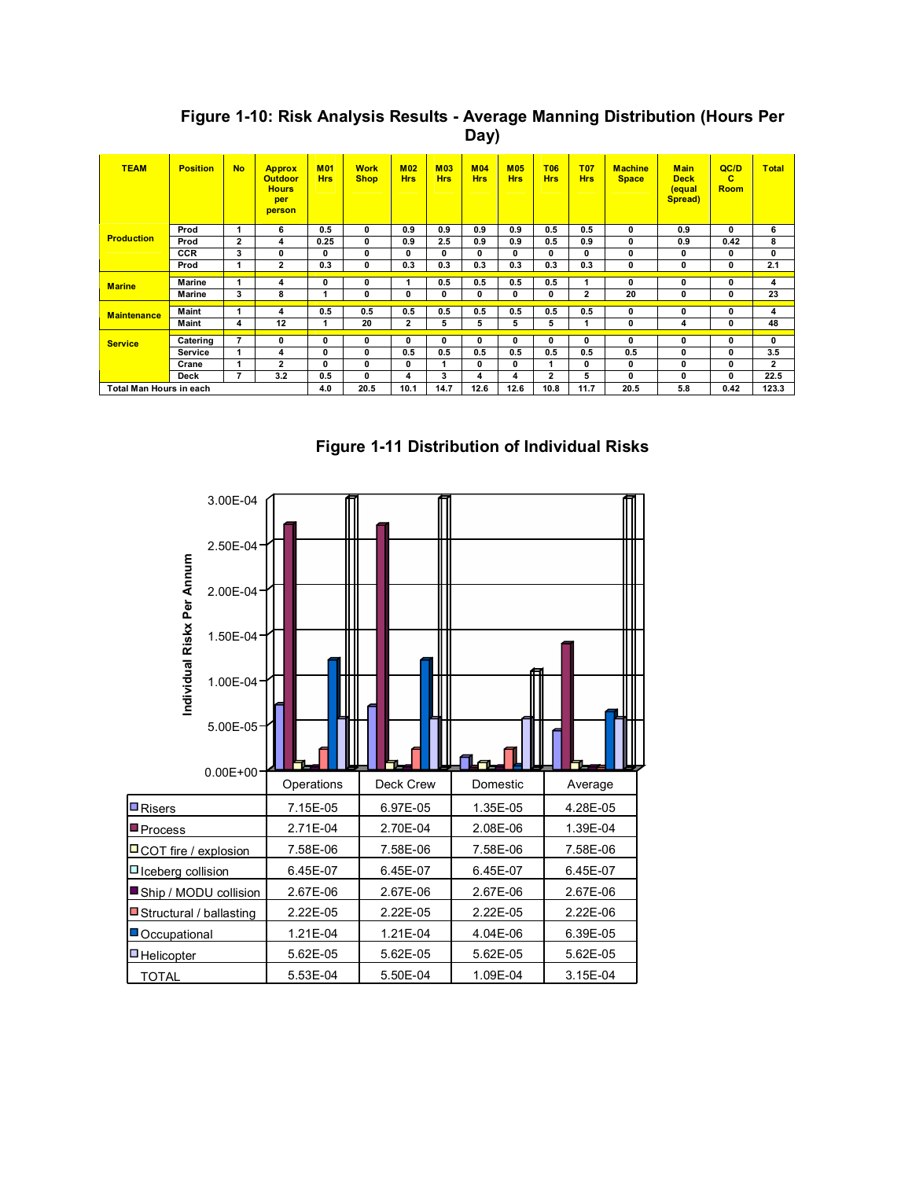## Figure 1-10: Risk Analysis Results - Average Manning Distribution (Hours Per Day)

| TEAM | Position | No | Approx Outdoor Hours per person | M01 Hrs | Work Shop | M02 Hrs | M03 Hrs | M04 Hrs | M05 Hrs | T06 Hrs | T07 Hrs | Machine Space | Main Deck (equal Spread) | QC/DC Room | Total |
|---|---|---|---|---|---|---|---|---|---|---|---|---|---|---|---|
| Production | Prod | 1 | 6 | 0.5 | 0 | 0.9 | 0.9 | 0.9 | 0.9 | 0.5 | 0.5 | 0 | 0.9 | 0 | 6 |
| | Prod | 2 | 4 | 0.25 | 0 | 0.9 | 2.5 | 0.9 | 0.9 | 0.5 | 0.9 | 0 | 0.9 | 0.42 | 8 |
| | CCR | 3 | 0 | 0 | 0 | 0 | 0 | 0 | 0 | 0 | 0 | 0 | 0 | 0 | 0 |
| | Prod | 1 | 2 | 0.3 | 0 | 0.3 | 0.3 | 0.3 | 0.3 | 0.3 | 0.3 | 0 | 0 | 0 | 2.1 |
| Marine | Marine | 1 | 4 | 0 | 0 | 1 | 0.5 | 0.5 | 0.5 | 0.5 | 1 | 0 | 0 | 0 | 4 |
| | Marine | 3 | 8 | 1 | 0 | 0 | 0 | 0 | 0 | 0 | 2 | 20 | 0 | 0 | 23 |
| Maintenance | Maint | 1 | 4 | 0.5 | 0.5 | 0.5 | 0.5 | 0.5 | 0.5 | 0.5 | 0.5 | 0 | 0 | 0 | 4 |
| | Maint | 4 | 12 | 1 | 20 | 2 | 5 | 5 | 5 | 5 | 1 | 0 | 4 | 0 | 48 |
| Service | Catering | 7 | 0 | 0 | 0 | 0 | 0 | 0 | 0 | 0 | 0 | 0 | 0 | 0 | 0 |
| | Service | 1 | 4 | 0 | 0 | 0.5 | 0.5 | 0.5 | 0.5 | 0.5 | 0.5 | 0.5 | 0 | 0 | 3.5 |
| | Crane | 1 | 2 | 0 | 0 | 0 | 1 | 0 | 0 | 1 | 0 | 0 | 0 | 0 | 2 |
| | Deck | 7 | 3.2 | 0.5 | 0 | 4 | 3 | 4 | 4 | 2 | 5 | 0 | 0 | 0 | 22.5 |
| Total Man Hours in each | | | | 4.0 | 20.5 | 10.1 | 14.7 | 12.6 | 12.6 | 10.8 | 11.7 | 20.5 | 5.8 | 0.42 | 123.3 |

## Figure 1-11 Distribution of Individual Risks

| | Operations | Deck Crew | Domestic | Average |
|---|---|---|---|---|
| Risers | 7.15E-05 | 6.97E-05 | 1.35E-05 | 4.28E-05 |
| Process | 2.71E-04 | 2.70E-04 | 2.08E-06 | 1.39E-04 |
| COT fire / explosion | 7.58E-06 | 7.58E-06 | 7.58E-06 | 7.58E-06 |
| Iceberg collision | 6.45E-07 | 6.45E-07 | 6.45E-07 | 6.45E-07 |
| Ship / MODU collision | 2.67E-06 | 2.67E-06 | 2.67E-06 | 2.67E-06 |
| Structural / ballasting | 2.22E-05 | 2.22E-05 | 2.22E-05 | 2.22E-06 |
| Occupational | 1.21E-04 | 1.21E-04 | 4.04E-06 | 6.39E-05 |
| Helicopter | 5.62E-05 | 5.62E-05 | 5.62E-05 | 5.62E-05 |
| TOTAL | 5.53E-04 | 5.50E-04 | 1.09E-04 | 3.15E-04 |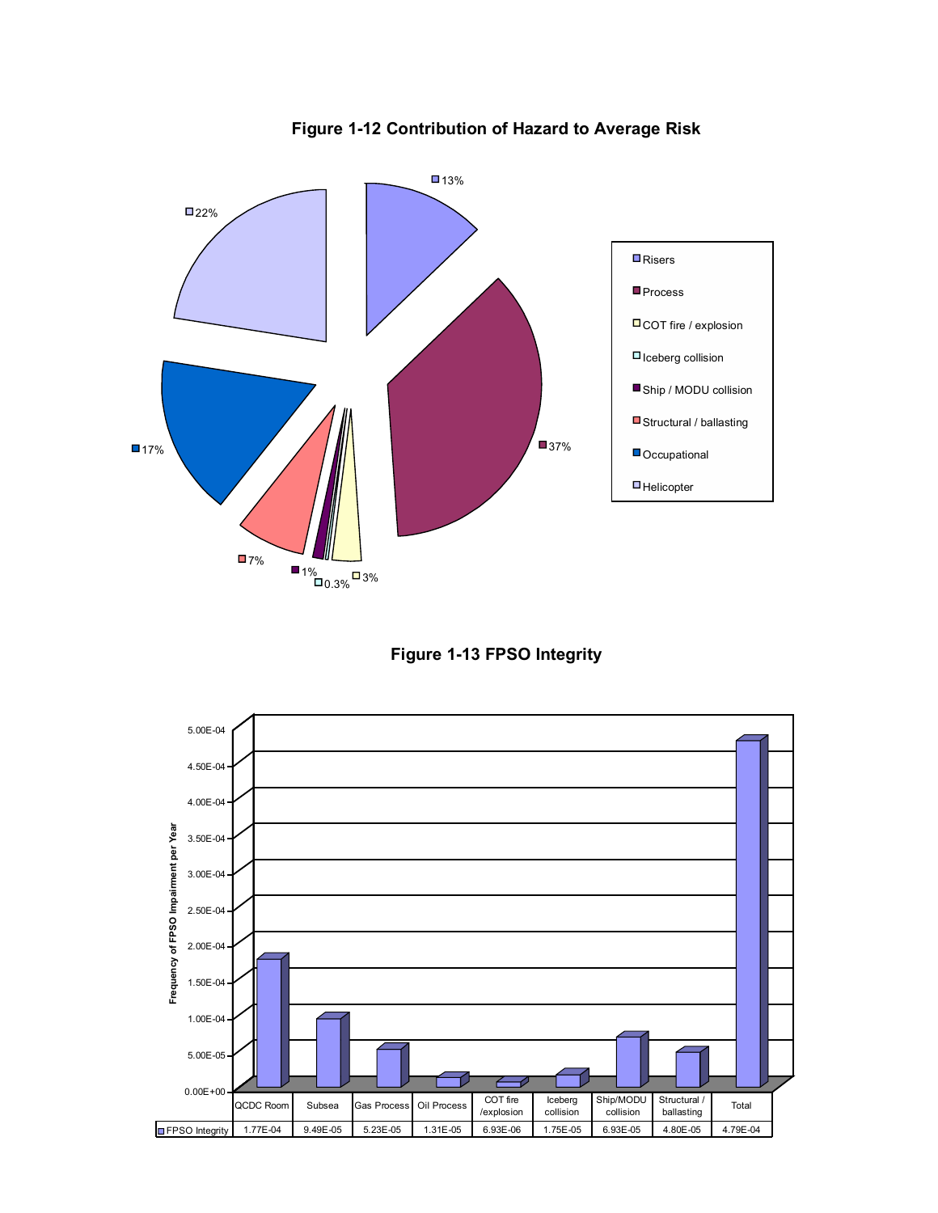**Figure 1-12 Contribution of Hazard to Average Risk**

13%
37%
3%
0.3%
1%
7%
17%
22%

Risers
Process
COT fire / explosion
Iceberg collision
Ship / MODU collision
Structural / ballasting
Occupational
Helicopter

**Figure 1-13 FPSO Integrity**

Frequency of FPSO Impairment per Year

5.00E-04
4.50E-04
4.00E-04
3.50E-04
3.00E-04
2.50E-04
2.00E-04
1.50E-04
1.00E-04
5.00E-05
0.00E+00

QCDC Room
Subsea
Gas Process
Oil Process
COT fire /explosion
Iceberg collision
Ship/MODU collision
Structural / ballasting
Total

FPSO Integrity
1.77E-04
9.49E-05
5.23E-05
1.31E-05
6.93E-06
1.75E-05
6.93E-05
4.80E-05
4.79E-04